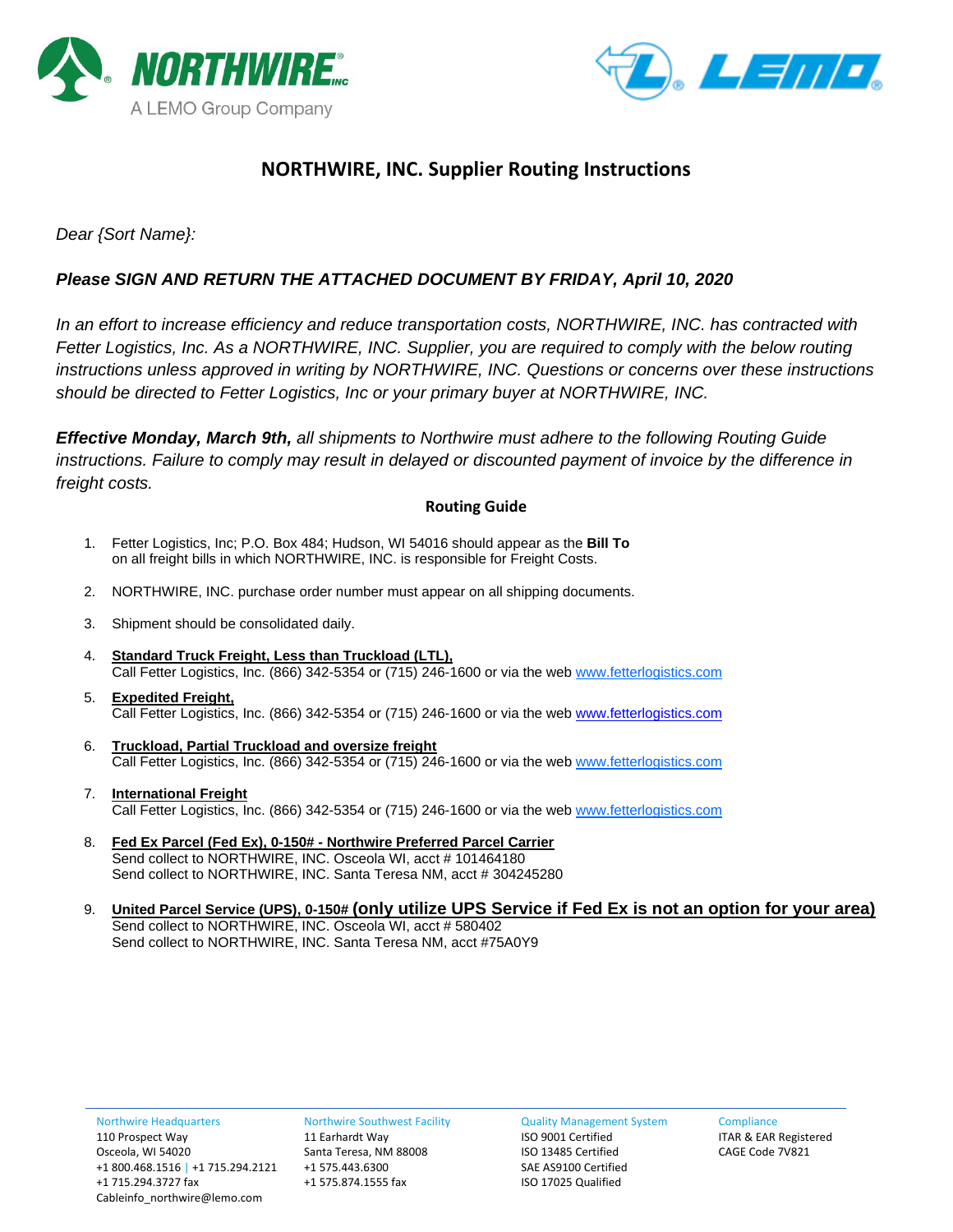# NORTHWIRE, INC. Supplier Routing Instructions

*Dear {Sort Name}:*

***Please SIGN AND RETURN THE ATTACHED DOCUMENT BY FRIDAY, April 10, 2020***

*In an effort to increase efficiency and reduce transportation costs, NORTHWIRE, INC. has contracted with Fetter Logistics, Inc. As a NORTHWIRE, INC. Supplier, you are required to comply with the below routing instructions unless approved in writing by NORTHWIRE, INC. Questions or concerns over these instructions should be directed to Fetter Logistics, Inc or your primary buyer at NORTHWIRE, INC.*

***Effective Monday, March 9th,** all shipments to Northwire must adhere to the following Routing Guide instructions. Failure to comply may result in delayed or discounted payment of invoice by the difference in freight costs.*

## Routing Guide

1. Fetter Logistics, Inc; P.O. Box 484; Hudson, WI 54016 should appear as the **Bill To** on all freight bills in which NORTHWIRE, INC. is responsible for Freight Costs.

2. NORTHWIRE, INC. purchase order number must appear on all shipping documents.

3. Shipment should be consolidated daily.

4. **Standard Truck Freight, Less than Truckload (LTL),**
   Call Fetter Logistics, Inc. (866) 342-5354 or (715) 246-1600 or via the web www.fetterlogistics.com

5. **Expedited Freight,**
   Call Fetter Logistics, Inc. (866) 342-5354 or (715) 246-1600 or via the web www.fetterlogistics.com

6. **Truckload, Partial Truckload and oversize freight**
   Call Fetter Logistics, Inc. (866) 342-5354 or (715) 246-1600 or via the web www.fetterlogistics.com

7. **International Freight**
   Call Fetter Logistics, Inc. (866) 342-5354 or (715) 246-1600 or via the web www.fetterlogistics.com

8. **Fed Ex Parcel (Fed Ex), 0-150# - Northwire Preferred Parcel Carrier**
   Send collect to NORTHWIRE, INC. Osceola WI, acct # 101464180
   Send collect to NORTHWIRE, INC. Santa Teresa NM, acct # 304245280

9. **United Parcel Service (UPS), 0-150# (only utilize UPS Service if Fed Ex is not an option for your area)**
   Send collect to NORTHWIRE, INC. Osceola WI, acct # 580402
   Send collect to NORTHWIRE, INC. Santa Teresa NM, acct #75A0Y9

Northwire Headquarters
110 Prospect Way
Osceola, WI 54020
+1 800.468.1516 | +1 715.294.2121
+1 715.294.3727 fax
Cableinfo_northwire@lemo.com

Northwire Southwest Facility
11 Earhardt Way
Santa Teresa, NM 88008
+1 575.443.6300
+1 575.874.1555 fax

Quality Management System
ISO 9001 Certified
ISO 13485 Certified
SAE AS9100 Certified
ISO 17025 Qualified

Compliance
ITAR & EAR Registered
CAGE Code 7V821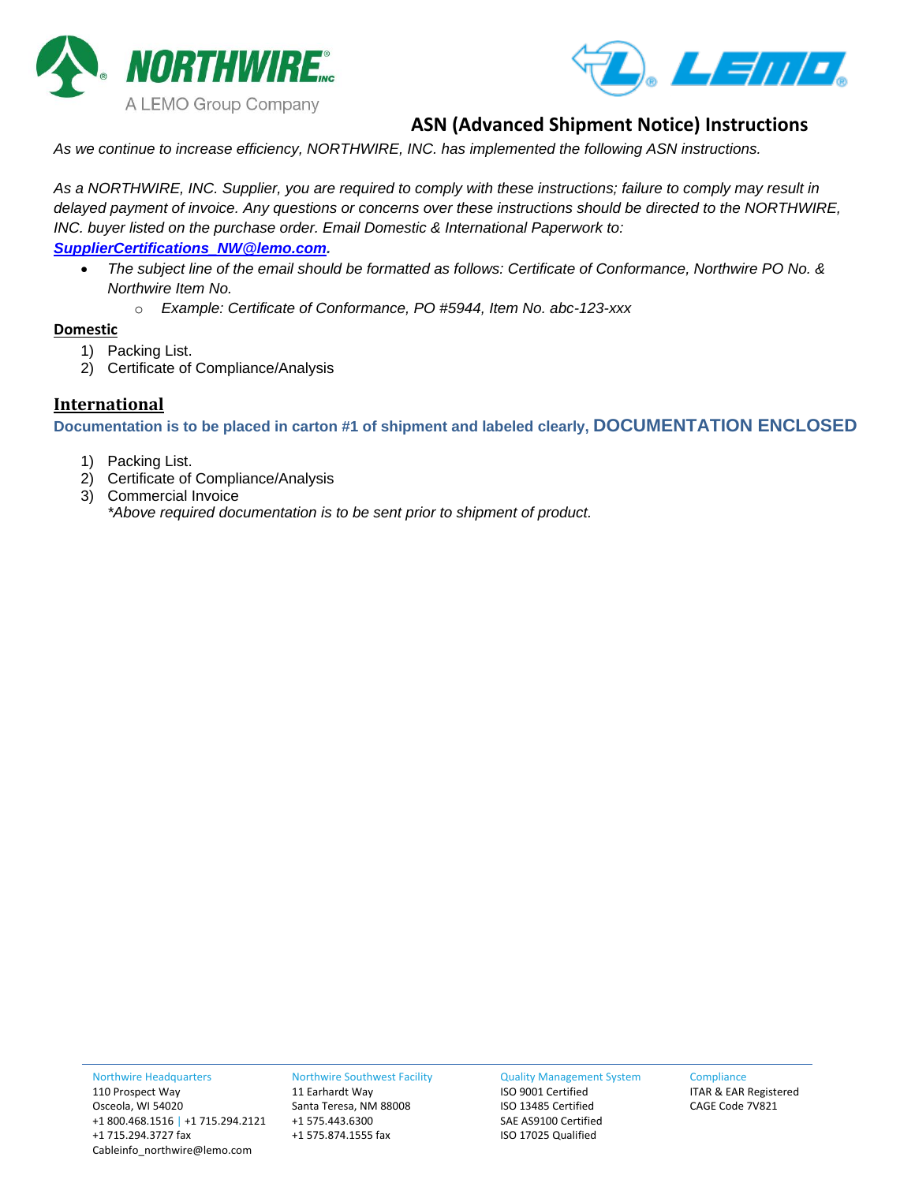# ASN (Advanced Shipment Notice) Instructions

*As we continue to increase efficiency, NORTHWIRE, INC. has implemented the following ASN instructions.*

*As a NORTHWIRE, INC. Supplier, you are required to comply with these instructions; failure to comply may result in delayed payment of invoice. Any questions or concerns over these instructions should be directed to the NORTHWIRE, INC. buyer listed on the purchase order. Email Domestic & International Paperwork to:* ***SupplierCertifications_NW@lemo.com****.*

- *The subject line of the email should be formatted as follows: Certificate of Conformance, Northwire PO No. & Northwire Item No.*
  - *Example: Certificate of Conformance, PO #5944, Item No. abc-123-xxx*

## Domestic

1) Packing List.
2) Certificate of Compliance/Analysis

## International

**Documentation is to be placed in carton #1 of shipment and labeled clearly, DOCUMENTATION ENCLOSED**

1) Packing List.
2) Certificate of Compliance/Analysis
3) Commercial Invoice

   *\*Above required documentation is to be sent prior to shipment of product.*

Northwire Headquarters
110 Prospect Way
Osceola, WI 54020
+1 800.468.1516 | +1 715.294.2121
+1 715.294.3727 fax
Cableinfo_northwire@lemo.com

Northwire Southwest Facility
11 Earhardt Way
Santa Teresa, NM 88008
+1 575.443.6300
+1 575.874.1555 fax

Quality Management System
ISO 9001 Certified
ISO 13485 Certified
SAE AS9100 Certified
ISO 17025 Qualified

Compliance
ITAR & EAR Registered
CAGE Code 7V821